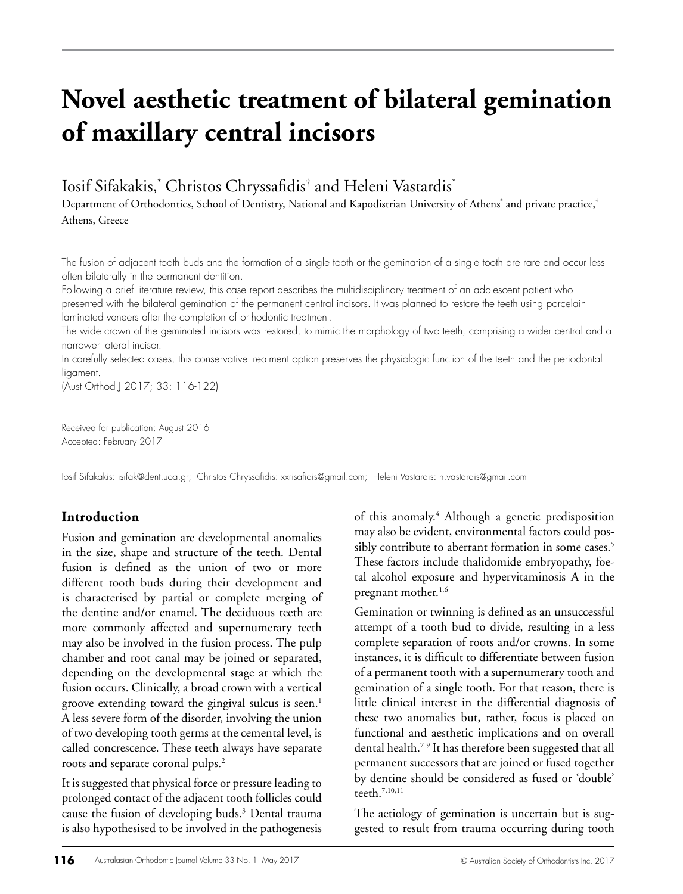# Novel aesthetic treatment of bilateral gemination of maxillary central incisors

Iosif Sifakakis,[*] Christos Chryssafidis[†] and Heleni Vastardis[*]

Department of Orthodontics, School of Dentistry, National and Kapodistrian University of Athens[*] and private practice,[†] Athens, Greece

The fusion of adjacent tooth buds and the formation of a single tooth or the gemination of a single tooth are rare and occur less often bilaterally in the permanent dentition.

Following a brief literature review, this case report describes the multidisciplinary treatment of an adolescent patient who presented with the bilateral gemination of the permanent central incisors. It was planned to restore the teeth using porcelain laminated veneers after the completion of orthodontic treatment.

The wide crown of the geminated incisors was restored, to mimic the morphology of two teeth, comprising a wider central and a narrower lateral incisor.

In carefully selected cases, this conservative treatment option preserves the physiologic function of the teeth and the periodontal ligament.

(Aust Orthod J 2017; 33: 116-122)

Received for publication: August 2016
Accepted: February 2017

Iosif Sifakakis: isifak@dent.uoa.gr; Christos Chryssafidis: xxrisafidis@gmail.com; Heleni Vastardis: h.vastardis@gmail.com

## Introduction

Fusion and gemination are developmental anomalies in the size, shape and structure of the teeth. Dental fusion is defined as the union of two or more different tooth buds during their development and is characterised by partial or complete merging of the dentine and/or enamel. The deciduous teeth are more commonly affected and supernumerary teeth may also be involved in the fusion process. The pulp chamber and root canal may be joined or separated, depending on the developmental stage at which the fusion occurs. Clinically, a broad crown with a vertical groove extending toward the gingival sulcus is seen.[1] A less severe form of the disorder, involving the union of two developing tooth germs at the cemental level, is called concrescence. These teeth always have separate roots and separate coronal pulps.[2]

It is suggested that physical force or pressure leading to prolonged contact of the adjacent tooth follicles could cause the fusion of developing buds.[3] Dental trauma is also hypothesised to be involved in the pathogenesis of this anomaly.[4] Although a genetic predisposition may also be evident, environmental factors could possibly contribute to aberrant formation in some cases.[5] These factors include thalidomide embryopathy, foetal alcohol exposure and hypervitaminosis A in the pregnant mother.[1,6]

Gemination or twinning is defined as an unsuccessful attempt of a tooth bud to divide, resulting in a less complete separation of roots and/or crowns. In some instances, it is difficult to differentiate between fusion of a permanent tooth with a supernumerary tooth and gemination of a single tooth. For that reason, there is little clinical interest in the differential diagnosis of these two anomalies but, rather, focus is placed on functional and aesthetic implications and on overall dental health.[7-9] It has therefore been suggested that all permanent successors that are joined or fused together by dentine should be considered as fused or 'double' teeth.[7,10,11]

The aetiology of gemination is uncertain but is suggested to result from trauma occurring during tooth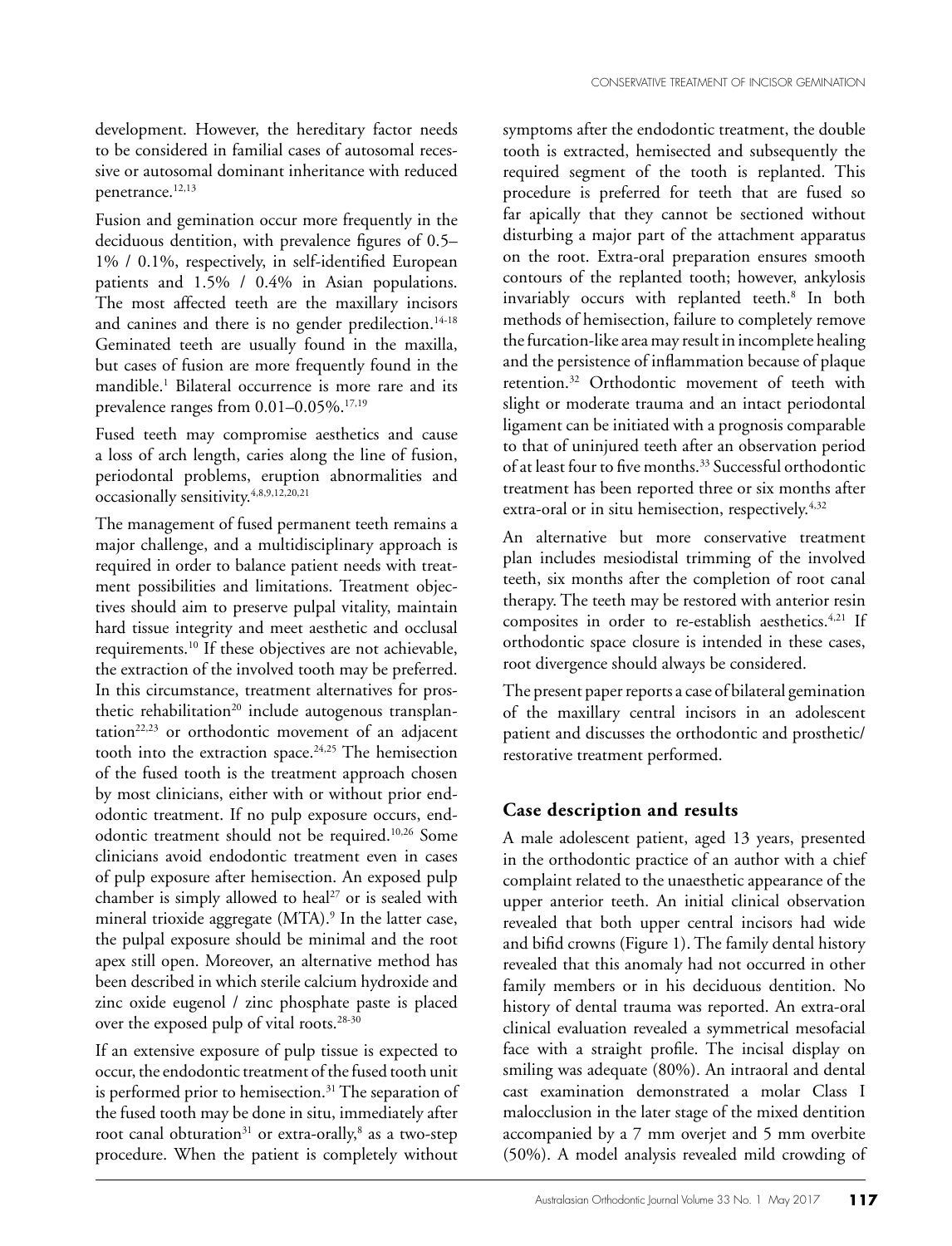development. However, the hereditary factor needs to be considered in familial cases of autosomal recessive or autosomal dominant inheritance with reduced penetrance.[12,13]

Fusion and gemination occur more frequently in the deciduous dentition, with prevalence figures of 0.5–1% / 0.1%, respectively, in self-identified European patients and 1.5% / 0.4% in Asian populations. The most affected teeth are the maxillary incisors and canines and there is no gender predilection.[14-18] Geminated teeth are usually found in the maxilla, but cases of fusion are more frequently found in the mandible.[1] Bilateral occurrence is more rare and its prevalence ranges from 0.01–0.05%.[17,19]

Fused teeth may compromise aesthetics and cause a loss of arch length, caries along the line of fusion, periodontal problems, eruption abnormalities and occasionally sensitivity.[4,8,9,12,20,21]

The management of fused permanent teeth remains a major challenge, and a multidisciplinary approach is required in order to balance patient needs with treatment possibilities and limitations. Treatment objectives should aim to preserve pulpal vitality, maintain hard tissue integrity and meet aesthetic and occlusal requirements.[10] If these objectives are not achievable, the extraction of the involved tooth may be preferred. In this circumstance, treatment alternatives for prosthetic rehabilitation[20] include autogenous transplantation[22,23] or orthodontic movement of an adjacent tooth into the extraction space.[24,25] The hemisection of the fused tooth is the treatment approach chosen by most clinicians, either with or without prior endodontic treatment. If no pulp exposure occurs, endodontic treatment should not be required.[10,26] Some clinicians avoid endodontic treatment even in cases of pulp exposure after hemisection. An exposed pulp chamber is simply allowed to heal[27] or is sealed with mineral trioxide aggregate (MTA).[9] In the latter case, the pulpal exposure should be minimal and the root apex still open. Moreover, an alternative method has been described in which sterile calcium hydroxide and zinc oxide eugenol / zinc phosphate paste is placed over the exposed pulp of vital roots.[28-30]

If an extensive exposure of pulp tissue is expected to occur, the endodontic treatment of the fused tooth unit is performed prior to hemisection.[31] The separation of the fused tooth may be done in situ, immediately after root canal obturation[31] or extra-orally,[8] as a two-step procedure. When the patient is completely without symptoms after the endodontic treatment, the double tooth is extracted, hemisected and subsequently the required segment of the tooth is replanted. This procedure is preferred for teeth that are fused so far apically that they cannot be sectioned without disturbing a major part of the attachment apparatus on the root. Extra-oral preparation ensures smooth contours of the replanted tooth; however, ankylosis invariably occurs with replanted teeth.[8] In both methods of hemisection, failure to completely remove the furcation-like area may result in incomplete healing and the persistence of inflammation because of plaque retention.[32] Orthodontic movement of teeth with slight or moderate trauma and an intact periodontal ligament can be initiated with a prognosis comparable to that of uninjured teeth after an observation period of at least four to five months.[33] Successful orthodontic treatment has been reported three or six months after extra-oral or in situ hemisection, respectively.[4,32]

An alternative but more conservative treatment plan includes mesiodistal trimming of the involved teeth, six months after the completion of root canal therapy. The teeth may be restored with anterior resin composites in order to re-establish aesthetics.[4,21] If orthodontic space closure is intended in these cases, root divergence should always be considered.

The present paper reports a case of bilateral gemination of the maxillary central incisors in an adolescent patient and discusses the orthodontic and prosthetic/restorative treatment performed.

## Case description and results

A male adolescent patient, aged 13 years, presented in the orthodontic practice of an author with a chief complaint related to the unaesthetic appearance of the upper anterior teeth. An initial clinical observation revealed that both upper central incisors had wide and bifid crowns (Figure 1). The family dental history revealed that this anomaly had not occurred in other family members or in his deciduous dentition. No history of dental trauma was reported. An extra-oral clinical evaluation revealed a symmetrical mesofacial face with a straight profile. The incisal display on smiling was adequate (80%). An intraoral and dental cast examination demonstrated a molar Class I malocclusion in the later stage of the mixed dentition accompanied by a 7 mm overjet and 5 mm overbite (50%). A model analysis revealed mild crowding of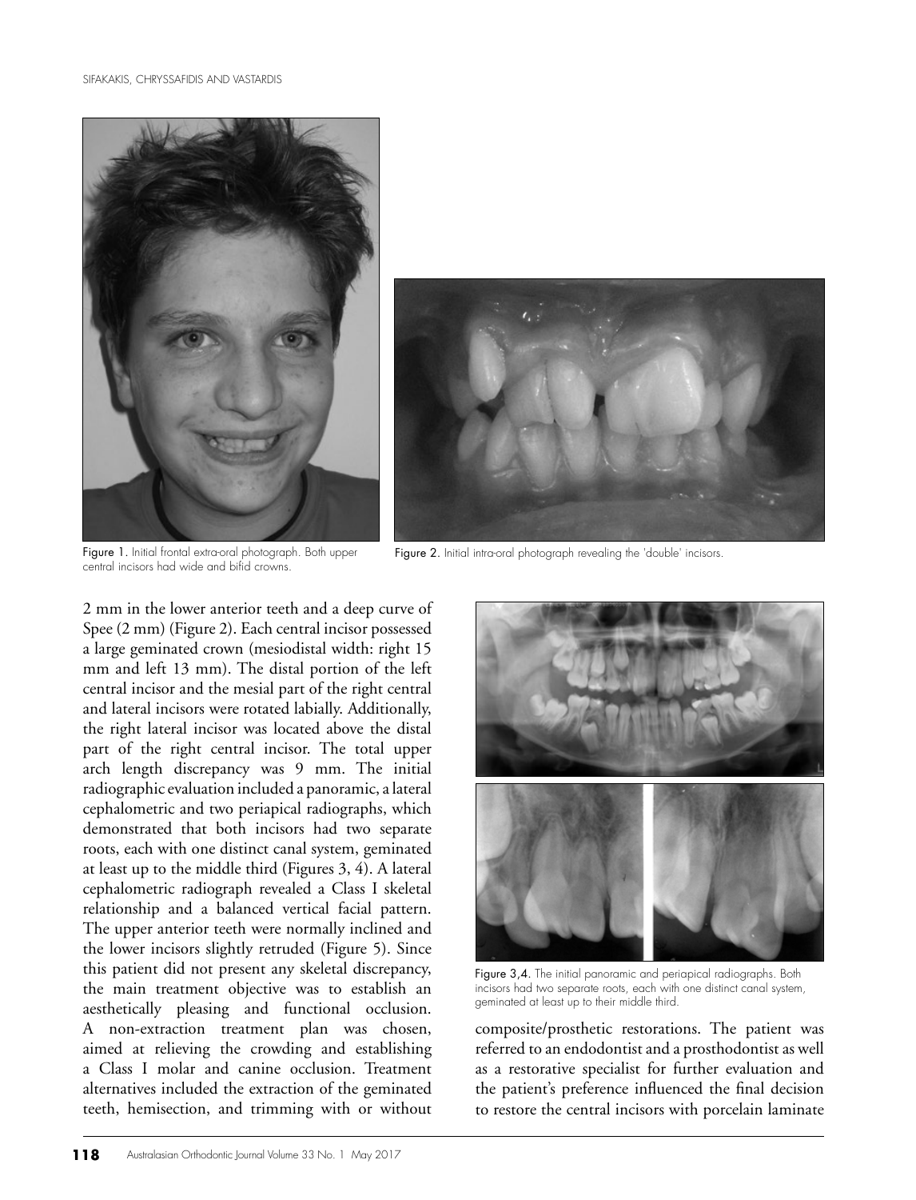Figure 1. Initial frontal extra-oral photograph. Both upper central incisors had wide and bifid crowns.

Figure 2. Initial intra-oral photograph revealing the 'double' incisors.

2 mm in the lower anterior teeth and a deep curve of Spee (2 mm) (Figure 2). Each central incisor possessed a large geminated crown (mesiodistal width: right 15 mm and left 13 mm). The distal portion of the left central incisor and the mesial part of the right central and lateral incisors were rotated labially. Additionally, the right lateral incisor was located above the distal part of the right central incisor. The total upper arch length discrepancy was 9 mm. The initial radiographic evaluation included a panoramic, a lateral cephalometric and two periapical radiographs, which demonstrated that both incisors had two separate roots, each with one distinct canal system, geminated at least up to the middle third (Figures 3, 4). A lateral cephalometric radiograph revealed a Class I skeletal relationship and a balanced vertical facial pattern. The upper anterior teeth were normally inclined and the lower incisors slightly retruded (Figure 5). Since this patient did not present any skeletal discrepancy, the main treatment objective was to establish an aesthetically pleasing and functional occlusion. A non-extraction treatment plan was chosen, aimed at relieving the crowding and establishing a Class I molar and canine occlusion. Treatment alternatives included the extraction of the geminated teeth, hemisection, and trimming with or without composite/prosthetic restorations. The patient was referred to an endodontist and a prosthodontist as well as a restorative specialist for further evaluation and the patient's preference influenced the final decision to restore the central incisors with porcelain laminate

Figure 3,4. The initial panoramic and periapical radiographs. Both incisors had two separate roots, each with one distinct canal system, geminated at least up to their middle third.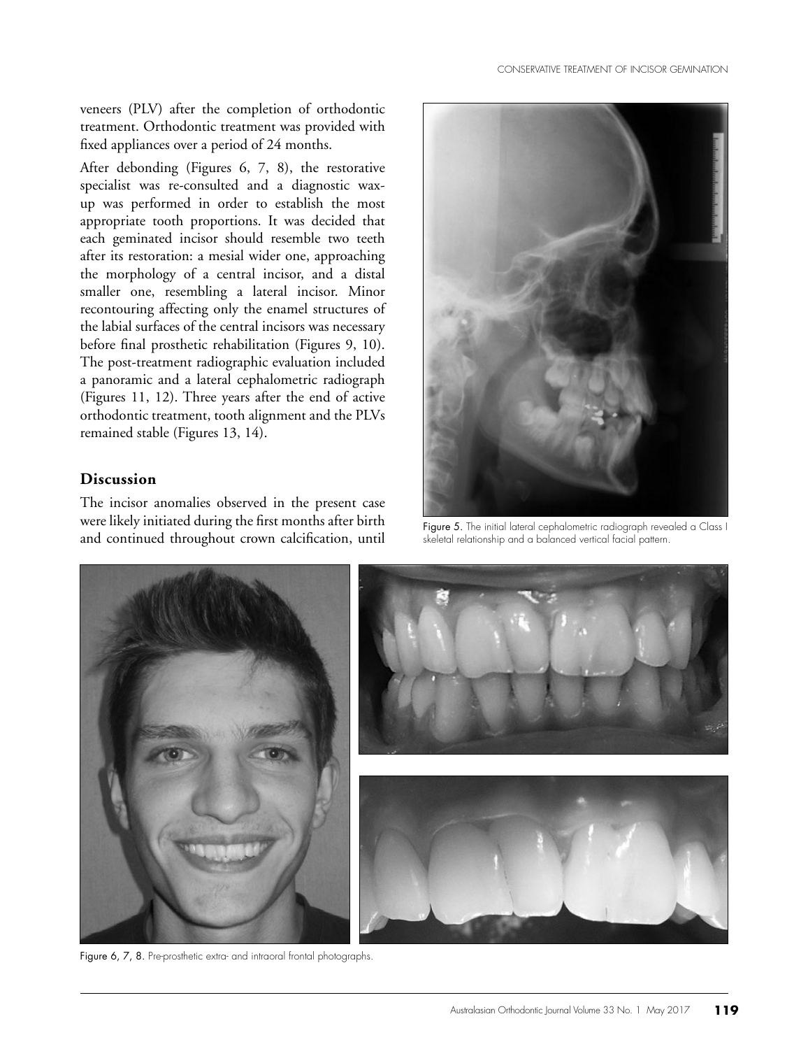veneers (PLV) after the completion of orthodontic treatment. Orthodontic treatment was provided with fixed appliances over a period of 24 months.

After debonding (Figures 6, 7, 8), the restorative specialist was re-consulted and a diagnostic wax-up was performed in order to establish the most appropriate tooth proportions. It was decided that each geminated incisor should resemble two teeth after its restoration: a mesial wider one, approaching the morphology of a central incisor, and a distal smaller one, resembling a lateral incisor. Minor recontouring affecting only the enamel structures of the labial surfaces of the central incisors was necessary before final prosthetic rehabilitation (Figures 9, 10). The post-treatment radiographic evaluation included a panoramic and a lateral cephalometric radiograph (Figures 11, 12). Three years after the end of active orthodontic treatment, tooth alignment and the PLVs remained stable (Figures 13, 14).

## Discussion

The incisor anomalies observed in the present case were likely initiated during the first months after birth and continued throughout crown calcification, until

Figure 5. The initial lateral cephalometric radiograph revealed a Class I skeletal relationship and a balanced vertical facial pattern.

Figure 6, 7, 8. Pre-prosthetic extra- and intraoral frontal photographs.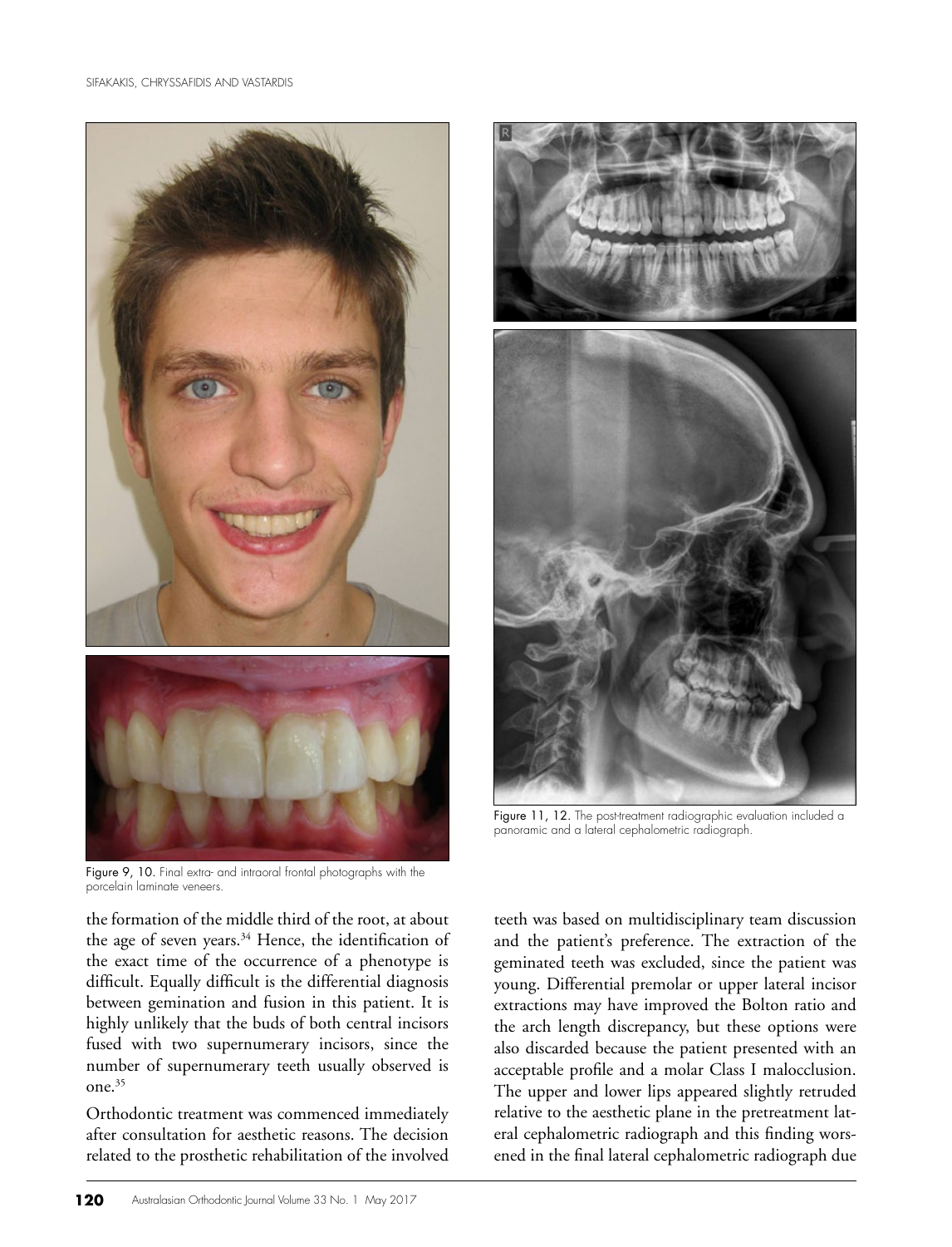Figure 9, 10. Final extra- and intraoral frontal photographs with the porcelain laminate veneers.

Figure 11, 12. The post-treatment radiographic evaluation included a panoramic and a lateral cephalometric radiograph.

the formation of the middle third of the root, at about the age of seven years.[34] Hence, the identification of the exact time of the occurrence of a phenotype is difficult. Equally difficult is the differential diagnosis between gemination and fusion in this patient. It is highly unlikely that the buds of both central incisors fused with two supernumerary incisors, since the number of supernumerary teeth usually observed is one.[35]

Orthodontic treatment was commenced immediately after consultation for aesthetic reasons. The decision related to the prosthetic rehabilitation of the involved teeth was based on multidisciplinary team discussion and the patient's preference. The extraction of the geminated teeth was excluded, since the patient was young. Differential premolar or upper lateral incisor extractions may have improved the Bolton ratio and the arch length discrepancy, but these options were also discarded because the patient presented with an acceptable profile and a molar Class I malocclusion. The upper and lower lips appeared slightly retruded relative to the aesthetic plane in the pretreatment lateral cephalometric radiograph and this finding worsened in the final lateral cephalometric radiograph due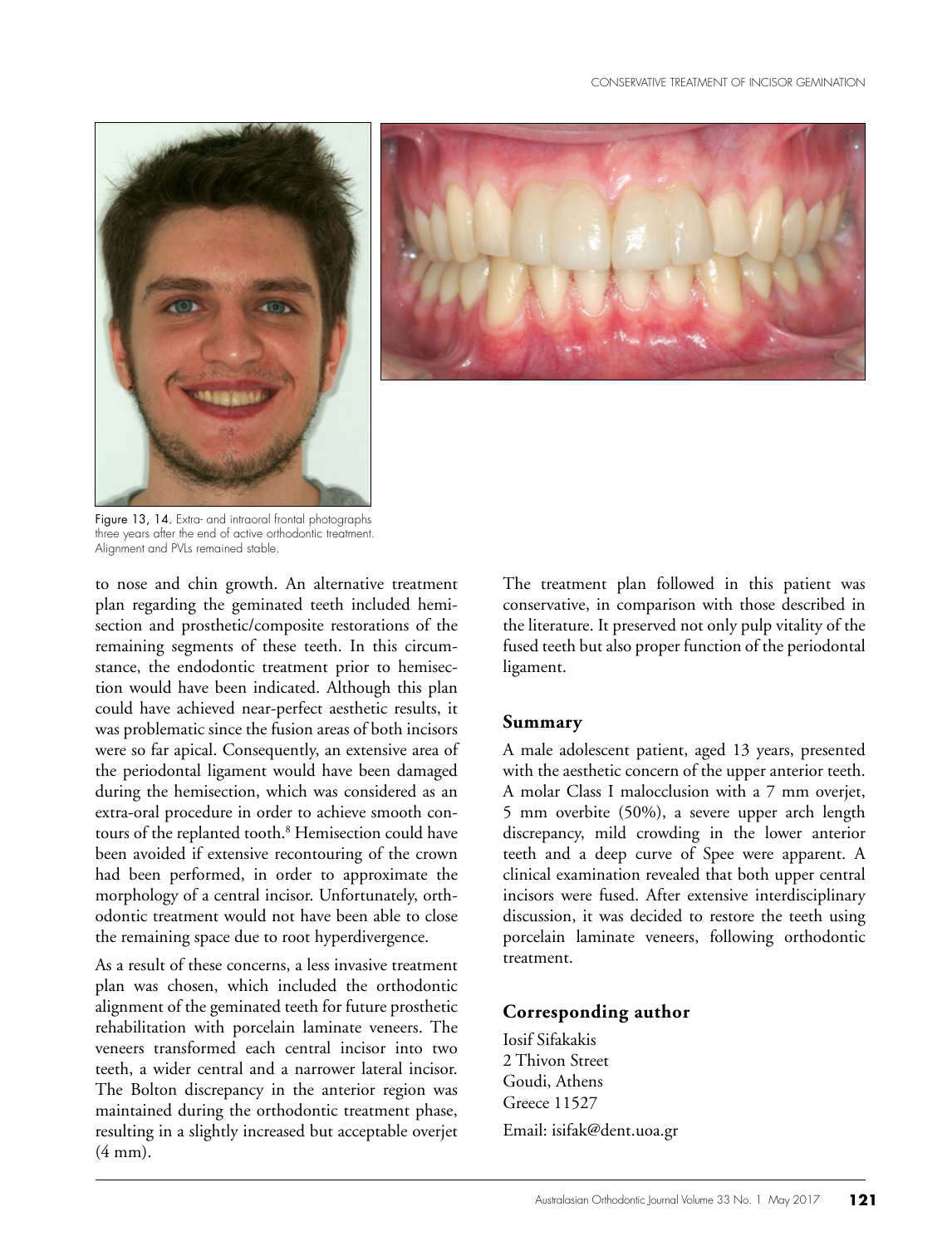Figure 13, 14. Extra- and intraoral frontal photographs three years after the end of active orthodontic treatment. Alignment and PVLs remained stable.

to nose and chin growth. An alternative treatment plan regarding the geminated teeth included hemisection and prosthetic/composite restorations of the remaining segments of these teeth. In this circumstance, the endodontic treatment prior to hemisection would have been indicated. Although this plan could have achieved near-perfect aesthetic results, it was problematic since the fusion areas of both incisors were so far apical. Consequently, an extensive area of the periodontal ligament would have been damaged during the hemisection, which was considered as an extra-oral procedure in order to achieve smooth contours of the replanted tooth.[8] Hemisection could have been avoided if extensive recontouring of the crown had been performed, in order to approximate the morphology of a central incisor. Unfortunately, orthodontic treatment would not have been able to close the remaining space due to root hyperdivergence.

As a result of these concerns, a less invasive treatment plan was chosen, which included the orthodontic alignment of the geminated teeth for future prosthetic rehabilitation with porcelain laminate veneers. The veneers transformed each central incisor into two teeth, a wider central and a narrower lateral incisor. The Bolton discrepancy in the anterior region was maintained during the orthodontic treatment phase, resulting in a slightly increased but acceptable overjet (4 mm).

The treatment plan followed in this patient was conservative, in comparison with those described in the literature. It preserved not only pulp vitality of the fused teeth but also proper function of the periodontal ligament.

## Summary

A male adolescent patient, aged 13 years, presented with the aesthetic concern of the upper anterior teeth. A molar Class I malocclusion with a 7 mm overjet, 5 mm overbite (50%), a severe upper arch length discrepancy, mild crowding in the lower anterior teeth and a deep curve of Spee were apparent. A clinical examination revealed that both upper central incisors were fused. After extensive interdisciplinary discussion, it was decided to restore the teeth using porcelain laminate veneers, following orthodontic treatment.

## Corresponding author

Iosif Sifakakis
2 Thivon Street
Goudi, Athens
Greece 11527

Email: isifak@dent.uoa.gr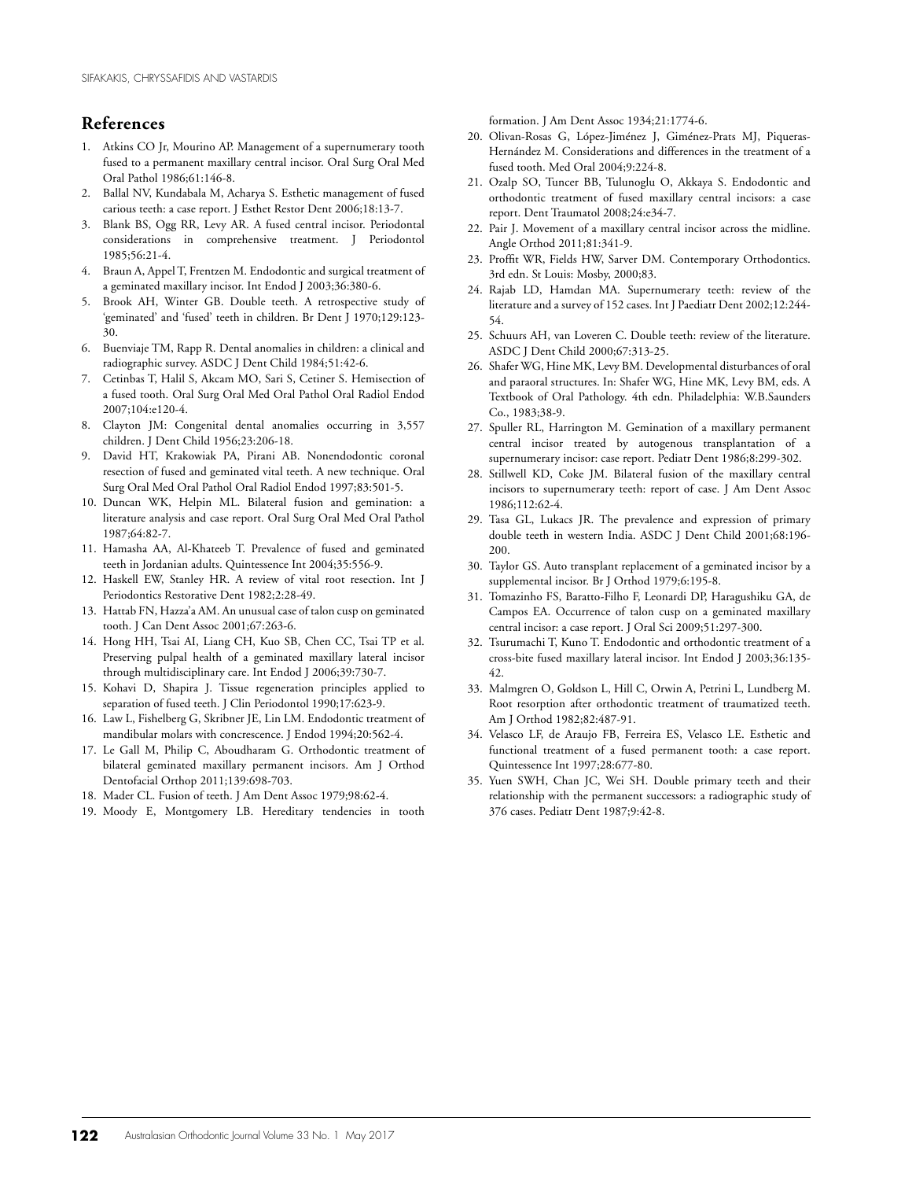## References

1. Atkins CO Jr, Mourino AP. Management of a supernumerary tooth fused to a permanent maxillary central incisor. Oral Surg Oral Med Oral Pathol 1986;61:146-8.
2. Ballal NV, Kundabala M, Acharya S. Esthetic management of fused carious teeth: a case report. J Esthet Restor Dent 2006;18:13-7.
3. Blank BS, Ogg RR, Levy AR. A fused central incisor. Periodontal considerations in comprehensive treatment. J Periodontol 1985;56:21-4.
4. Braun A, Appel T, Frentzen M. Endodontic and surgical treatment of a geminated maxillary incisor. Int Endod J 2003;36:380-6.
5. Brook AH, Winter GB. Double teeth. A retrospective study of 'geminated' and 'fused' teeth in children. Br Dent J 1970;129:123-30.
6. Buenviaje TM, Rapp R. Dental anomalies in children: a clinical and radiographic survey. ASDC J Dent Child 1984;51:42-6.
7. Cetinbas T, Halil S, Akcam MO, Sari S, Cetiner S. Hemisection of a fused tooth. Oral Surg Oral Med Oral Pathol Oral Radiol Endod 2007;104:e120-4.
8. Clayton JM: Congenital dental anomalies occurring in 3,557 children. J Dent Child 1956;23:206-18.
9. David HT, Krakowiak PA, Pirani AB. Nonendodontic coronal resection of fused and geminated vital teeth. A new technique. Oral Surg Oral Med Oral Pathol Oral Radiol Endod 1997;83:501-5.
10. Duncan WK, Helpin ML. Bilateral fusion and gemination: a literature analysis and case report. Oral Surg Oral Med Oral Pathol 1987;64:82-7.
11. Hamasha AA, Al-Khateeb T. Prevalence of fused and geminated teeth in Jordanian adults. Quintessence Int 2004;35:556-9.
12. Haskell EW, Stanley HR. A review of vital root resection. Int J Periodontics Restorative Dent 1982;2:28-49.
13. Hattab FN, Hazza'a AM. An unusual case of talon cusp on geminated tooth. J Can Dent Assoc 2001;67:263-6.
14. Hong HH, Tsai AI, Liang CH, Kuo SB, Chen CC, Tsai TP et al. Preserving pulpal health of a geminated maxillary lateral incisor through multidisciplinary care. Int Endod J 2006;39:730-7.
15. Kohavi D, Shapira J. Tissue regeneration principles applied to separation of fused teeth. J Clin Periodontol 1990;17:623-9.
16. Law L, Fishelberg G, Skribner JE, Lin LM. Endodontic treatment of mandibular molars with concrescence. J Endod 1994;20:562-4.
17. Le Gall M, Philip C, Aboudharam G. Orthodontic treatment of bilateral geminated maxillary permanent incisors. Am J Orthod Dentofacial Orthop 2011;139:698-703.
18. Mader CL. Fusion of teeth. J Am Dent Assoc 1979;98:62-4.
19. Moody E, Montgomery LB. Hereditary tendencies in tooth formation. J Am Dent Assoc 1934;21:1774-6.
20. Olivan-Rosas G, López-Jiménez J, Giménez-Prats MJ, Piqueras-Hernández M. Considerations and differences in the treatment of a fused tooth. Med Oral 2004;9:224-8.
21. Ozalp SO, Tuncer BB, Tulunoglu O, Akkaya S. Endodontic and orthodontic treatment of fused maxillary central incisors: a case report. Dent Traumatol 2008;24:e34-7.
22. Pair J. Movement of a maxillary central incisor across the midline. Angle Orthod 2011;81:341-9.
23. Proffit WR, Fields HW, Sarver DM. Contemporary Orthodontics. 3rd edn. St Louis: Mosby, 2000;83.
24. Rajab LD, Hamdan MA. Supernumerary teeth: review of the literature and a survey of 152 cases. Int J Paediatr Dent 2002;12:244-54.
25. Schuurs AH, van Loveren C. Double teeth: review of the literature. ASDC J Dent Child 2000;67:313-25.
26. Shafer WG, Hine MK, Levy BM. Developmental disturbances of oral and paraoral structures. In: Shafer WG, Hine MK, Levy BM, eds. A Textbook of Oral Pathology. 4th edn. Philadelphia: W.B.Saunders Co., 1983;38-9.
27. Spuller RL, Harrington M. Gemination of a maxillary permanent central incisor treated by autogenous transplantation of a supernumerary incisor: case report. Pediatr Dent 1986;8:299-302.
28. Stillwell KD, Coke JM. Bilateral fusion of the maxillary central incisors to supernumerary teeth: report of case. J Am Dent Assoc 1986;112:62-4.
29. Tasa GL, Lukacs JR. The prevalence and expression of primary double teeth in western India. ASDC J Dent Child 2001;68:196-200.
30. Taylor GS. Auto transplant replacement of a geminated incisor by a supplemental incisor. Br J Orthod 1979;6:195-8.
31. Tomazinho FS, Baratto-Filho F, Leonardi DP, Haragushiku GA, de Campos EA. Occurrence of talon cusp on a geminated maxillary central incisor: a case report. J Oral Sci 2009;51:297-300.
32. Tsurumachi T, Kuno T. Endodontic and orthodontic treatment of a cross-bite fused maxillary lateral incisor. Int Endod J 2003;36:135-42.
33. Malmgren O, Goldson L, Hill C, Orwin A, Petrini L, Lundberg M. Root resorption after orthodontic treatment of traumatized teeth. Am J Orthod 1982;82:487-91.
34. Velasco LF, de Araujo FB, Ferreira ES, Velasco LE. Esthetic and functional treatment of a fused permanent tooth: a case report. Quintessence Int 1997;28:677-80.
35. Yuen SWH, Chan JC, Wei SH. Double primary teeth and their relationship with the permanent successors: a radiographic study of 376 cases. Pediatr Dent 1987;9:42-8.